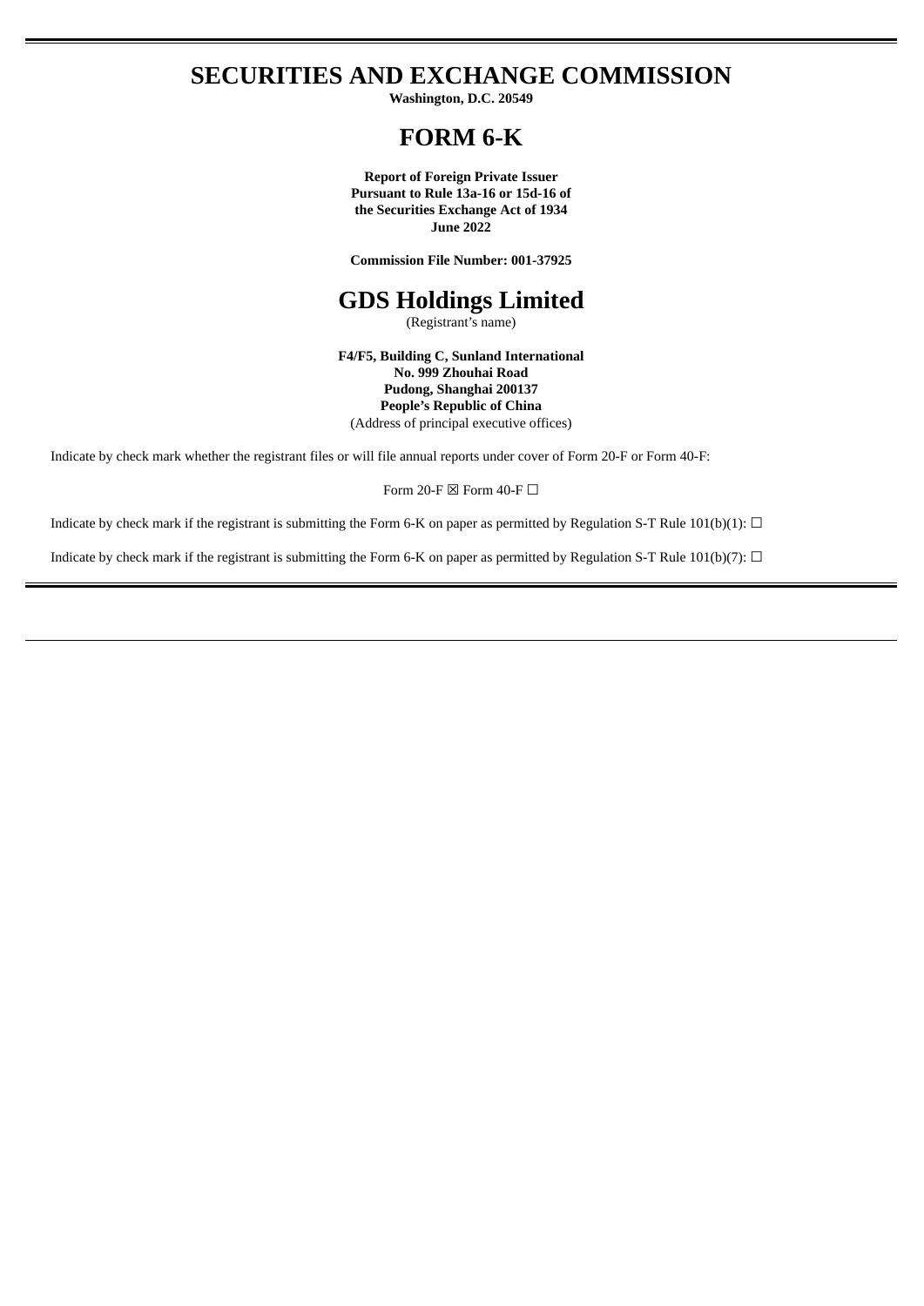# SECURITIES AND EXCHANGE COMMISSION

**Washington, D.C. 20549**

# FORM 6-K

**Report of Foreign Private Issuer**
**Pursuant to Rule 13a-16 or 15d-16 of**
**the Securities Exchange Act of 1934**
**June 2022**

**Commission File Number: 001-37925**

# GDS Holdings Limited

(Registrant's name)

**F4/F5, Building C, Sunland International**
**No. 999 Zhouhai Road**
**Pudong, Shanghai 200137**
**People's Republic of China**
(Address of principal executive offices)

Indicate by check mark whether the registrant files or will file annual reports under cover of Form 20-F or Form 40-F:

Form 20-F ☒ Form 40-F ☐

Indicate by check mark if the registrant is submitting the Form 6-K on paper as permitted by Regulation S-T Rule 101(b)(1): ☐

Indicate by check mark if the registrant is submitting the Form 6-K on paper as permitted by Regulation S-T Rule 101(b)(7): ☐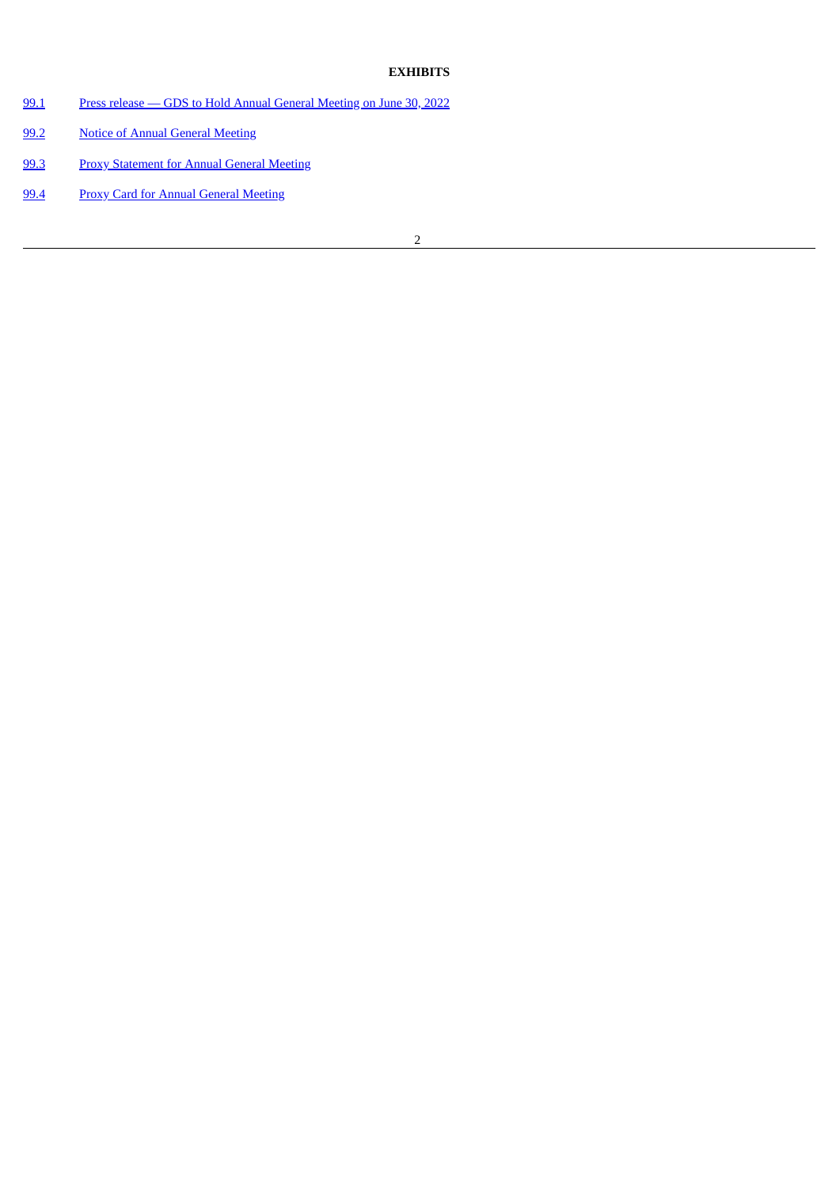**EXHIBITS**

| | |
|---|---|
| 99.1 | Press release — GDS to Hold Annual General Meeting on June 30, 2022 |
| 99.2 | Notice of Annual General Meeting |
| 99.3 | Proxy Statement for Annual General Meeting |
| 99.4 | Proxy Card for Annual General Meeting |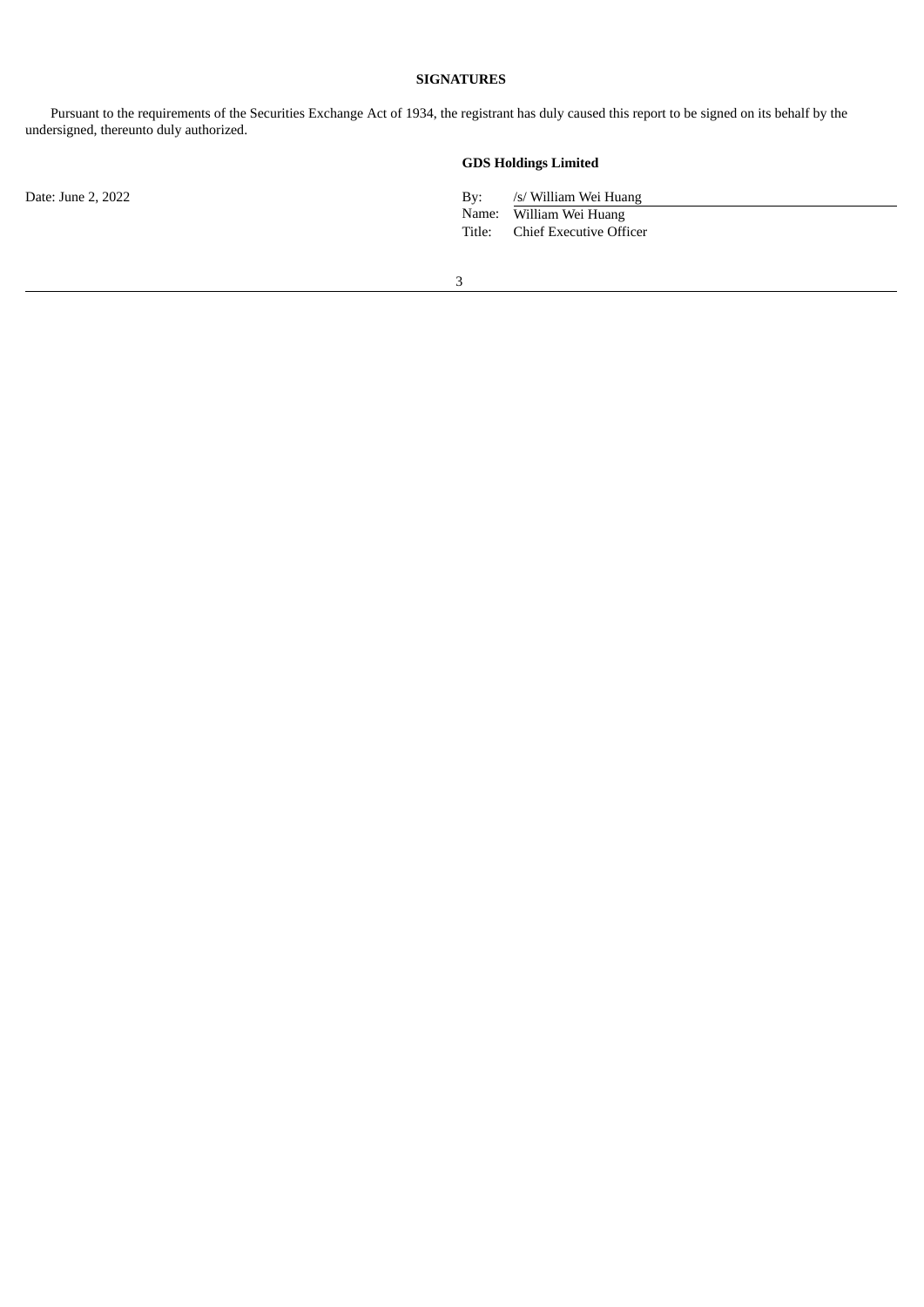## SIGNATURES

Pursuant to the requirements of the Securities Exchange Act of 1934, the registrant has duly caused this report to be signed on its behalf by the undersigned, thereunto duly authorized.

| | | |
|---|---|---|
| | | **GDS Holdings Limited** |
| Date: June 2, 2022 | By: | /s/ William Wei Huang |
| | Name: | William Wei Huang |
| | Title: | Chief Executive Officer |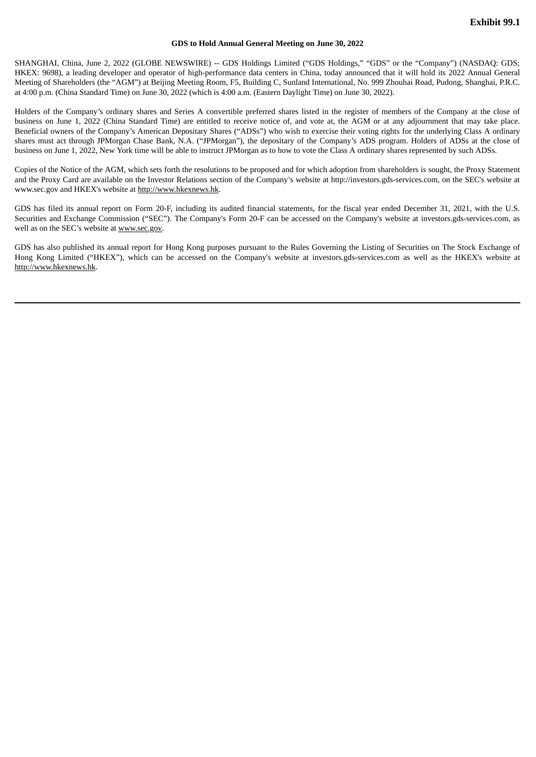**Exhibit 99.1**

**GDS to Hold Annual General Meeting on June 30, 2022**

SHANGHAI, China, June 2, 2022 (GLOBE NEWSWIRE) -- GDS Holdings Limited ("GDS Holdings," "GDS" or the "Company") (NASDAQ: GDS; HKEX: 9698), a leading developer and operator of high-performance data centers in China, today announced that it will hold its 2022 Annual General Meeting of Shareholders (the "AGM") at Beijing Meeting Room, F5, Building C, Sunland International, No. 999 Zhouhai Road, Pudong, Shanghai, P.R.C. at 4:00 p.m. (China Standard Time) on June 30, 2022 (which is 4:00 a.m. (Eastern Daylight Time) on June 30, 2022).

Holders of the Company's ordinary shares and Series A convertible preferred shares listed in the register of members of the Company at the close of business on June 1, 2022 (China Standard Time) are entitled to receive notice of, and vote at, the AGM or at any adjournment that may take place. Beneficial owners of the Company's American Depositary Shares ("ADSs") who wish to exercise their voting rights for the underlying Class A ordinary shares must act through JPMorgan Chase Bank, N.A. ("JPMorgan"), the depositary of the Company's ADS program. Holders of ADSs at the close of business on June 1, 2022, New York time will be able to instruct JPMorgan as to how to vote the Class A ordinary shares represented by such ADSs.

Copies of the Notice of the AGM, which sets forth the resolutions to be proposed and for which adoption from shareholders is sought, the Proxy Statement and the Proxy Card are available on the Investor Relations section of the Company's website at http://investors.gds-services.com, on the SEC's website at www.sec.gov and HKEX's website at http://www.hkexnews.hk.

GDS has filed its annual report on Form 20-F, including its audited financial statements, for the fiscal year ended December 31, 2021, with the U.S. Securities and Exchange Commission ("SEC"). The Company's Form 20-F can be accessed on the Company's website at investors.gds-services.com, as well as on the SEC's website at www.sec.gov.

GDS has also published its annual report for Hong Kong purposes pursuant to the Rules Governing the Listing of Securities on The Stock Exchange of Hong Kong Limited ("HKEX"), which can be accessed on the Company's website at investors.gds-services.com as well as the HKEX's website at http://www.hkexnews.hk.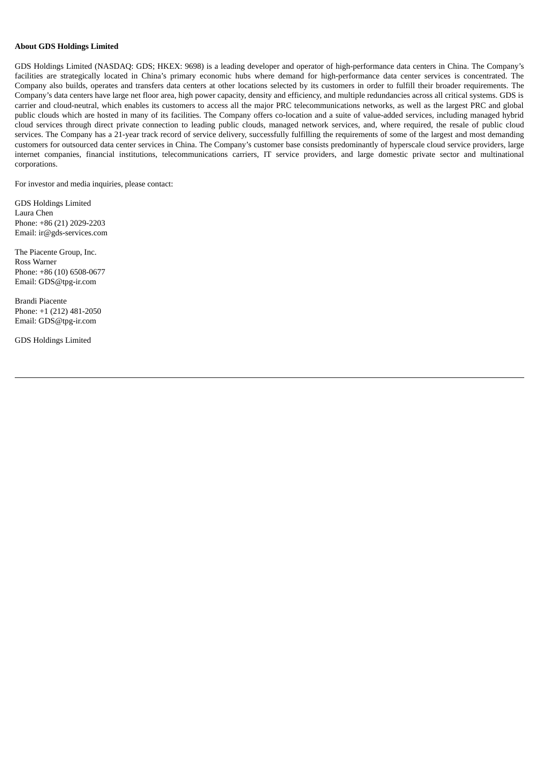**About GDS Holdings Limited**

GDS Holdings Limited (NASDAQ: GDS; HKEX: 9698) is a leading developer and operator of high-performance data centers in China. The Company's facilities are strategically located in China's primary economic hubs where demand for high-performance data center services is concentrated. The Company also builds, operates and transfers data centers at other locations selected by its customers in order to fulfill their broader requirements. The Company's data centers have large net floor area, high power capacity, density and efficiency, and multiple redundancies across all critical systems. GDS is carrier and cloud-neutral, which enables its customers to access all the major PRC telecommunications networks, as well as the largest PRC and global public clouds which are hosted in many of its facilities. The Company offers co-location and a suite of value-added services, including managed hybrid cloud services through direct private connection to leading public clouds, managed network services, and, where required, the resale of public cloud services. The Company has a 21-year track record of service delivery, successfully fulfilling the requirements of some of the largest and most demanding customers for outsourced data center services in China. The Company's customer base consists predominantly of hyperscale cloud service providers, large internet companies, financial institutions, telecommunications carriers, IT service providers, and large domestic private sector and multinational corporations.

For investor and media inquiries, please contact:

GDS Holdings Limited
Laura Chen
Phone: +86 (21) 2029-2203
Email: ir@gds-services.com

The Piacente Group, Inc.
Ross Warner
Phone: +86 (10) 6508-0677
Email: GDS@tpg-ir.com

Brandi Piacente
Phone: +1 (212) 481-2050
Email: GDS@tpg-ir.com

GDS Holdings Limited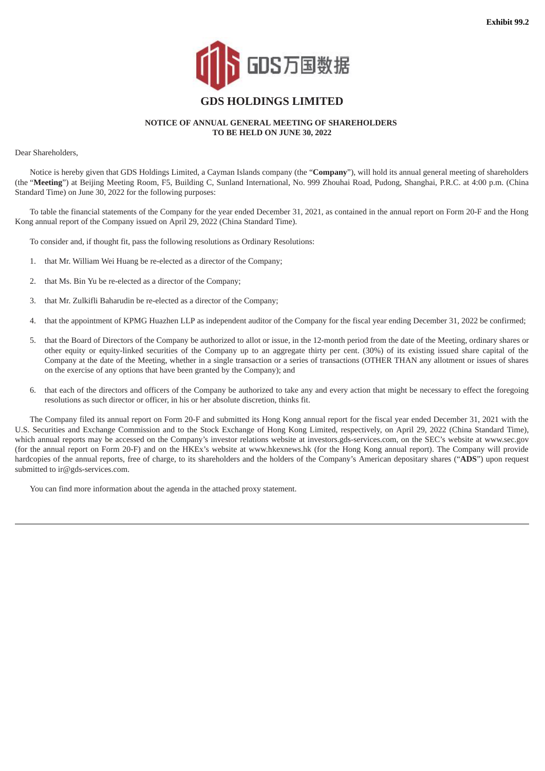Exhibit 99.2

GDS万国数据

# GDS HOLDINGS LIMITED

**NOTICE OF ANNUAL GENERAL MEETING OF SHAREHOLDERS**
**TO BE HELD ON JUNE 30, 2022**

Dear Shareholders,

Notice is hereby given that GDS Holdings Limited, a Cayman Islands company (the "**Company**"), will hold its annual general meeting of shareholders (the "**Meeting**") at Beijing Meeting Room, F5, Building C, Sunland International, No. 999 Zhouhai Road, Pudong, Shanghai, P.R.C. at 4:00 p.m. (China Standard Time) on June 30, 2022 for the following purposes:

To table the financial statements of the Company for the year ended December 31, 2021, as contained in the annual report on Form 20-F and the Hong Kong annual report of the Company issued on April 29, 2022 (China Standard Time).

To consider and, if thought fit, pass the following resolutions as Ordinary Resolutions:

1. that Mr. William Wei Huang be re-elected as a director of the Company;
2. that Ms. Bin Yu be re-elected as a director of the Company;
3. that Mr. Zulkifli Baharudin be re-elected as a director of the Company;
4. that the appointment of KPMG Huazhen LLP as independent auditor of the Company for the fiscal year ending December 31, 2022 be confirmed;
5. that the Board of Directors of the Company be authorized to allot or issue, in the 12-month period from the date of the Meeting, ordinary shares or other equity or equity-linked securities of the Company up to an aggregate thirty per cent. (30%) of its existing issued share capital of the Company at the date of the Meeting, whether in a single transaction or a series of transactions (OTHER THAN any allotment or issues of shares on the exercise of any options that have been granted by the Company); and
6. that each of the directors and officers of the Company be authorized to take any and every action that might be necessary to effect the foregoing resolutions as such director or officer, in his or her absolute discretion, thinks fit.

The Company filed its annual report on Form 20-F and submitted its Hong Kong annual report for the fiscal year ended December 31, 2021 with the U.S. Securities and Exchange Commission and to the Stock Exchange of Hong Kong Limited, respectively, on April 29, 2022 (China Standard Time), which annual reports may be accessed on the Company's investor relations website at investors.gds-services.com, on the SEC's website at www.sec.gov (for the annual report on Form 20-F) and on the HKEx's website at www.hkexnews.hk (for the Hong Kong annual report). The Company will provide hardcopies of the annual reports, free of charge, to its shareholders and the holders of the Company's American depositary shares ("**ADS**") upon request submitted to ir@gds-services.com.

You can find more information about the agenda in the attached proxy statement.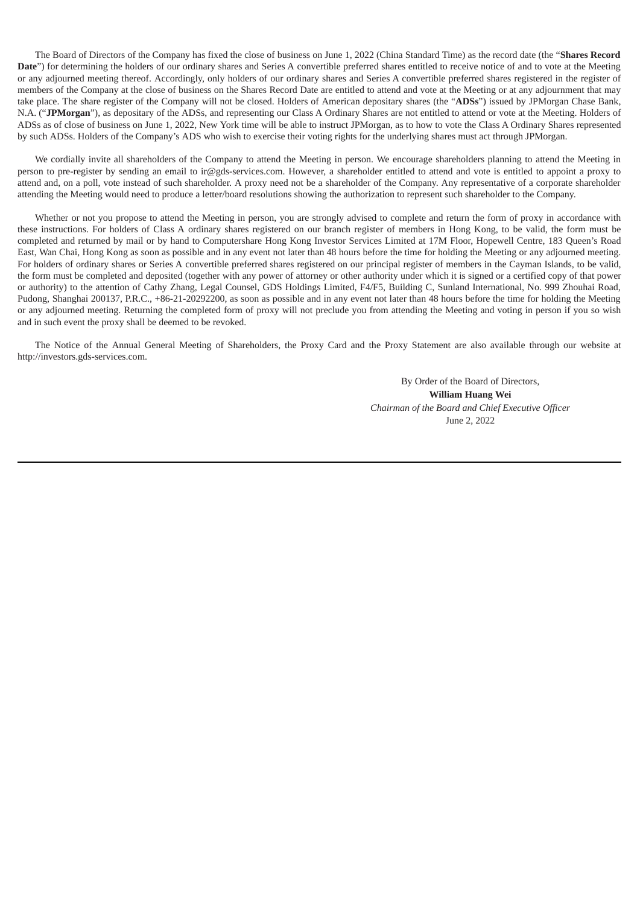The Board of Directors of the Company has fixed the close of business on June 1, 2022 (China Standard Time) as the record date (the "**Shares Record Date**") for determining the holders of our ordinary shares and Series A convertible preferred shares entitled to receive notice of and to vote at the Meeting or any adjourned meeting thereof. Accordingly, only holders of our ordinary shares and Series A convertible preferred shares registered in the register of members of the Company at the close of business on the Shares Record Date are entitled to attend and vote at the Meeting or at any adjournment that may take place. The share register of the Company will not be closed. Holders of American depositary shares (the "**ADSs**") issued by JPMorgan Chase Bank, N.A. ("**JPMorgan**"), as depositary of the ADSs, and representing our Class A Ordinary Shares are not entitled to attend or vote at the Meeting. Holders of ADSs as of close of business on June 1, 2022, New York time will be able to instruct JPMorgan, as to how to vote the Class A Ordinary Shares represented by such ADSs. Holders of the Company's ADS who wish to exercise their voting rights for the underlying shares must act through JPMorgan.

We cordially invite all shareholders of the Company to attend the Meeting in person. We encourage shareholders planning to attend the Meeting in person to pre-register by sending an email to ir@gds-services.com. However, a shareholder entitled to attend and vote is entitled to appoint a proxy to attend and, on a poll, vote instead of such shareholder. A proxy need not be a shareholder of the Company. Any representative of a corporate shareholder attending the Meeting would need to produce a letter/board resolutions showing the authorization to represent such shareholder to the Company.

Whether or not you propose to attend the Meeting in person, you are strongly advised to complete and return the form of proxy in accordance with these instructions. For holders of Class A ordinary shares registered on our branch register of members in Hong Kong, to be valid, the form must be completed and returned by mail or by hand to Computershare Hong Kong Investor Services Limited at 17M Floor, Hopewell Centre, 183 Queen's Road East, Wan Chai, Hong Kong as soon as possible and in any event not later than 48 hours before the time for holding the Meeting or any adjourned meeting. For holders of ordinary shares or Series A convertible preferred shares registered on our principal register of members in the Cayman Islands, to be valid, the form must be completed and deposited (together with any power of attorney or other authority under which it is signed or a certified copy of that power or authority) to the attention of Cathy Zhang, Legal Counsel, GDS Holdings Limited, F4/F5, Building C, Sunland International, No. 999 Zhouhai Road, Pudong, Shanghai 200137, P.R.C., +86-21-20292200, as soon as possible and in any event not later than 48 hours before the time for holding the Meeting or any adjourned meeting. Returning the completed form of proxy will not preclude you from attending the Meeting and voting in person if you so wish and in such event the proxy shall be deemed to be revoked.

The Notice of the Annual General Meeting of Shareholders, the Proxy Card and the Proxy Statement are also available through our website at http://investors.gds-services.com.

By Order of the Board of Directors,
**William Huang Wei**
*Chairman of the Board and Chief Executive Officer*
June 2, 2022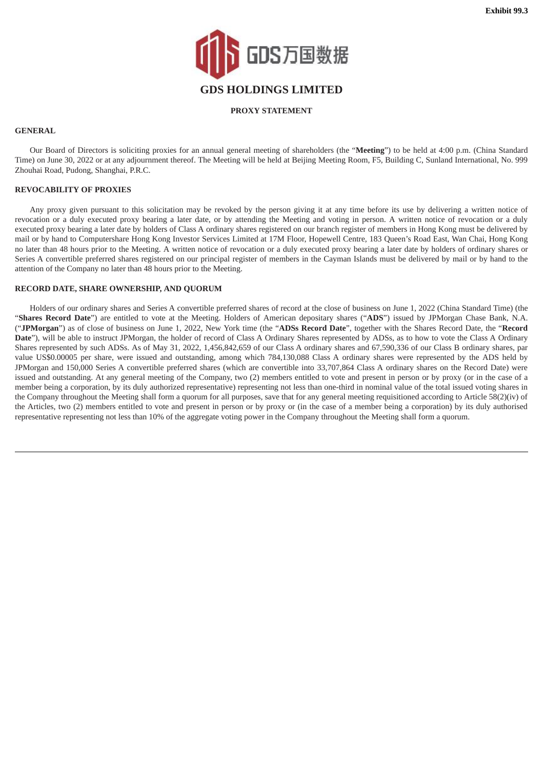Exhibit 99.3

# GDS HOLDINGS LIMITED

## PROXY STATEMENT

### GENERAL

Our Board of Directors is soliciting proxies for an annual general meeting of shareholders (the "**Meeting**") to be held at 4:00 p.m. (China Standard Time) on June 30, 2022 or at any adjournment thereof. The Meeting will be held at Beijing Meeting Room, F5, Building C, Sunland International, No. 999 Zhouhai Road, Pudong, Shanghai, P.R.C.

### REVOCABILITY OF PROXIES

Any proxy given pursuant to this solicitation may be revoked by the person giving it at any time before its use by delivering a written notice of revocation or a duly executed proxy bearing a later date, or by attending the Meeting and voting in person. A written notice of revocation or a duly executed proxy bearing a later date by holders of Class A ordinary shares registered on our branch register of members in Hong Kong must be delivered by mail or by hand to Computershare Hong Kong Investor Services Limited at 17M Floor, Hopewell Centre, 183 Queen's Road East, Wan Chai, Hong Kong no later than 48 hours prior to the Meeting. A written notice of revocation or a duly executed proxy bearing a later date by holders of ordinary shares or Series A convertible preferred shares registered on our principal register of members in the Cayman Islands must be delivered by mail or by hand to the attention of the Company no later than 48 hours prior to the Meeting.

### RECORD DATE, SHARE OWNERSHIP, AND QUORUM

Holders of our ordinary shares and Series A convertible preferred shares of record at the close of business on June 1, 2022 (China Standard Time) (the "**Shares Record Date**") are entitled to vote at the Meeting. Holders of American depositary shares ("**ADS**") issued by JPMorgan Chase Bank, N.A. ("**JPMorgan**") as of close of business on June 1, 2022, New York time (the "**ADSs Record Date**", together with the Shares Record Date, the "**Record Date**"), will be able to instruct JPMorgan, the holder of record of Class A Ordinary Shares represented by ADSs, as to how to vote the Class A Ordinary Shares represented by such ADSs. As of May 31, 2022, 1,456,842,659 of our Class A ordinary shares and 67,590,336 of our Class B ordinary shares, par value US$0.00005 per share, were issued and outstanding, among which 784,130,088 Class A ordinary shares were represented by the ADS held by JPMorgan and 150,000 Series A convertible preferred shares (which are convertible into 33,707,864 Class A ordinary shares on the Record Date) were issued and outstanding. At any general meeting of the Company, two (2) members entitled to vote and present in person or by proxy (or in the case of a member being a corporation, by its duly authorized representative) representing not less than one-third in nominal value of the total issued voting shares in the Company throughout the Meeting shall form a quorum for all purposes, save that for any general meeting requisitioned according to Article 58(2)(iv) of the Articles, two (2) members entitled to vote and present in person or by proxy or (in the case of a member being a corporation) by its duly authorised representative representing not less than 10% of the aggregate voting power in the Company throughout the Meeting shall form a quorum.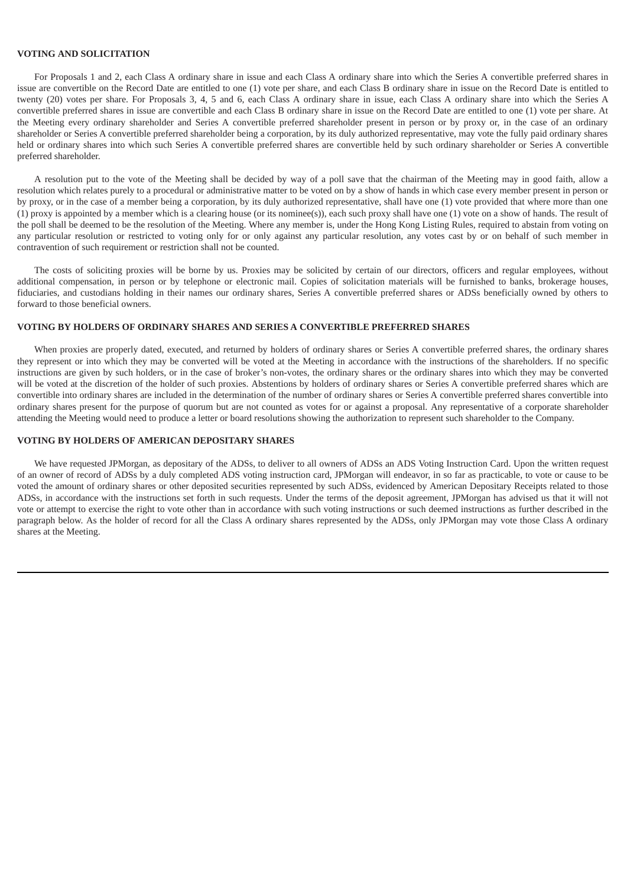**VOTING AND SOLICITATION**

For Proposals 1 and 2, each Class A ordinary share in issue and each Class A ordinary share into which the Series A convertible preferred shares in issue are convertible on the Record Date are entitled to one (1) vote per share, and each Class B ordinary share in issue on the Record Date is entitled to twenty (20) votes per share. For Proposals 3, 4, 5 and 6, each Class A ordinary share in issue, each Class A ordinary share into which the Series A convertible preferred shares in issue are convertible and each Class B ordinary share in issue on the Record Date are entitled to one (1) vote per share. At the Meeting every ordinary shareholder and Series A convertible preferred shareholder present in person or by proxy or, in the case of an ordinary shareholder or Series A convertible preferred shareholder being a corporation, by its duly authorized representative, may vote the fully paid ordinary shares held or ordinary shares into which such Series A convertible preferred shares are convertible held by such ordinary shareholder or Series A convertible preferred shareholder.

A resolution put to the vote of the Meeting shall be decided by way of a poll save that the chairman of the Meeting may in good faith, allow a resolution which relates purely to a procedural or administrative matter to be voted on by a show of hands in which case every member present in person or by proxy, or in the case of a member being a corporation, by its duly authorized representative, shall have one (1) vote provided that where more than one (1) proxy is appointed by a member which is a clearing house (or its nominee(s)), each such proxy shall have one (1) vote on a show of hands. The result of the poll shall be deemed to be the resolution of the Meeting. Where any member is, under the Hong Kong Listing Rules, required to abstain from voting on any particular resolution or restricted to voting only for or only against any particular resolution, any votes cast by or on behalf of such member in contravention of such requirement or restriction shall not be counted.

The costs of soliciting proxies will be borne by us. Proxies may be solicited by certain of our directors, officers and regular employees, without additional compensation, in person or by telephone or electronic mail. Copies of solicitation materials will be furnished to banks, brokerage houses, fiduciaries, and custodians holding in their names our ordinary shares, Series A convertible preferred shares or ADSs beneficially owned by others to forward to those beneficial owners.

**VOTING BY HOLDERS OF ORDINARY SHARES AND SERIES A CONVERTIBLE PREFERRED SHARES**

When proxies are properly dated, executed, and returned by holders of ordinary shares or Series A convertible preferred shares, the ordinary shares they represent or into which they may be converted will be voted at the Meeting in accordance with the instructions of the shareholders. If no specific instructions are given by such holders, or in the case of broker's non-votes, the ordinary shares or the ordinary shares into which they may be converted will be voted at the discretion of the holder of such proxies. Abstentions by holders of ordinary shares or Series A convertible preferred shares which are convertible into ordinary shares are included in the determination of the number of ordinary shares or Series A convertible preferred shares convertible into ordinary shares present for the purpose of quorum but are not counted as votes for or against a proposal. Any representative of a corporate shareholder attending the Meeting would need to produce a letter or board resolutions showing the authorization to represent such shareholder to the Company.

**VOTING BY HOLDERS OF AMERICAN DEPOSITARY SHARES**

We have requested JPMorgan, as depositary of the ADSs, to deliver to all owners of ADSs an ADS Voting Instruction Card. Upon the written request of an owner of record of ADSs by a duly completed ADS voting instruction card, JPMorgan will endeavor, in so far as practicable, to vote or cause to be voted the amount of ordinary shares or other deposited securities represented by such ADSs, evidenced by American Depositary Receipts related to those ADSs, in accordance with the instructions set forth in such requests. Under the terms of the deposit agreement, JPMorgan has advised us that it will not vote or attempt to exercise the right to vote other than in accordance with such voting instructions or such deemed instructions as further described in the paragraph below. As the holder of record for all the Class A ordinary shares represented by the ADSs, only JPMorgan may vote those Class A ordinary shares at the Meeting.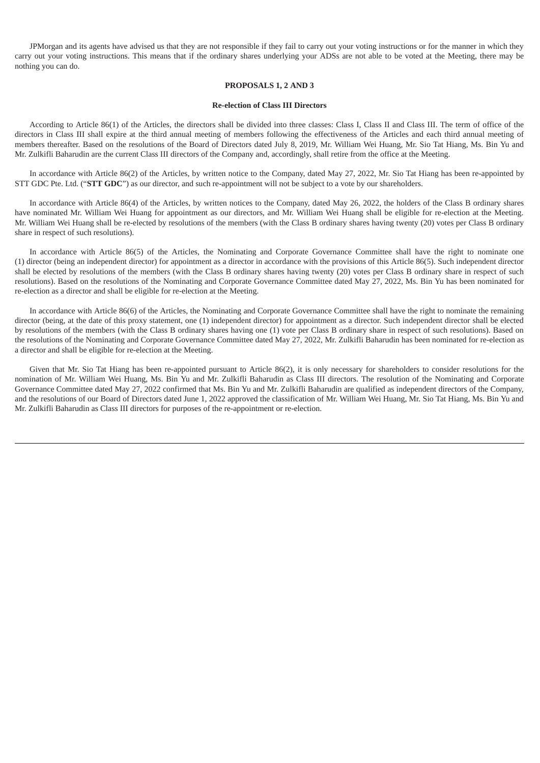JPMorgan and its agents have advised us that they are not responsible if they fail to carry out your voting instructions or for the manner in which they carry out your voting instructions. This means that if the ordinary shares underlying your ADSs are not able to be voted at the Meeting, there may be nothing you can do.

## PROPOSALS 1, 2 AND 3

### Re-election of Class III Directors

According to Article 86(1) of the Articles, the directors shall be divided into three classes: Class I, Class II and Class III. The term of office of the directors in Class III shall expire at the third annual meeting of members following the effectiveness of the Articles and each third annual meeting of members thereafter. Based on the resolutions of the Board of Directors dated July 8, 2019, Mr. William Wei Huang, Mr. Sio Tat Hiang, Ms. Bin Yu and Mr. Zulkifli Baharudin are the current Class III directors of the Company and, accordingly, shall retire from the office at the Meeting.

In accordance with Article 86(2) of the Articles, by written notice to the Company, dated May 27, 2022, Mr. Sio Tat Hiang has been re-appointed by STT GDC Pte. Ltd. ("**STT GDC**") as our director, and such re-appointment will not be subject to a vote by our shareholders.

In accordance with Article 86(4) of the Articles, by written notices to the Company, dated May 26, 2022, the holders of the Class B ordinary shares have nominated Mr. William Wei Huang for appointment as our directors, and Mr. William Wei Huang shall be eligible for re-election at the Meeting. Mr. William Wei Huang shall be re-elected by resolutions of the members (with the Class B ordinary shares having twenty (20) votes per Class B ordinary share in respect of such resolutions).

In accordance with Article 86(5) of the Articles, the Nominating and Corporate Governance Committee shall have the right to nominate one (1) director (being an independent director) for appointment as a director in accordance with the provisions of this Article 86(5). Such independent director shall be elected by resolutions of the members (with the Class B ordinary shares having twenty (20) votes per Class B ordinary share in respect of such resolutions). Based on the resolutions of the Nominating and Corporate Governance Committee dated May 27, 2022, Ms. Bin Yu has been nominated for re-election as a director and shall be eligible for re-election at the Meeting.

In accordance with Article 86(6) of the Articles, the Nominating and Corporate Governance Committee shall have the right to nominate the remaining director (being, at the date of this proxy statement, one (1) independent director) for appointment as a director. Such independent director shall be elected by resolutions of the members (with the Class B ordinary shares having one (1) vote per Class B ordinary share in respect of such resolutions). Based on the resolutions of the Nominating and Corporate Governance Committee dated May 27, 2022, Mr. Zulkifli Baharudin has been nominated for re-election as a director and shall be eligible for re-election at the Meeting.

Given that Mr. Sio Tat Hiang has been re-appointed pursuant to Article 86(2), it is only necessary for shareholders to consider resolutions for the nomination of Mr. William Wei Huang, Ms. Bin Yu and Mr. Zulkifli Baharudin as Class III directors. The resolution of the Nominating and Corporate Governance Committee dated May 27, 2022 confirmed that Ms. Bin Yu and Mr. Zulkifli Baharudin are qualified as independent directors of the Company, and the resolutions of our Board of Directors dated June 1, 2022 approved the classification of Mr. William Wei Huang, Mr. Sio Tat Hiang, Ms. Bin Yu and Mr. Zulkifli Baharudin as Class III directors for purposes of the re-appointment or re-election.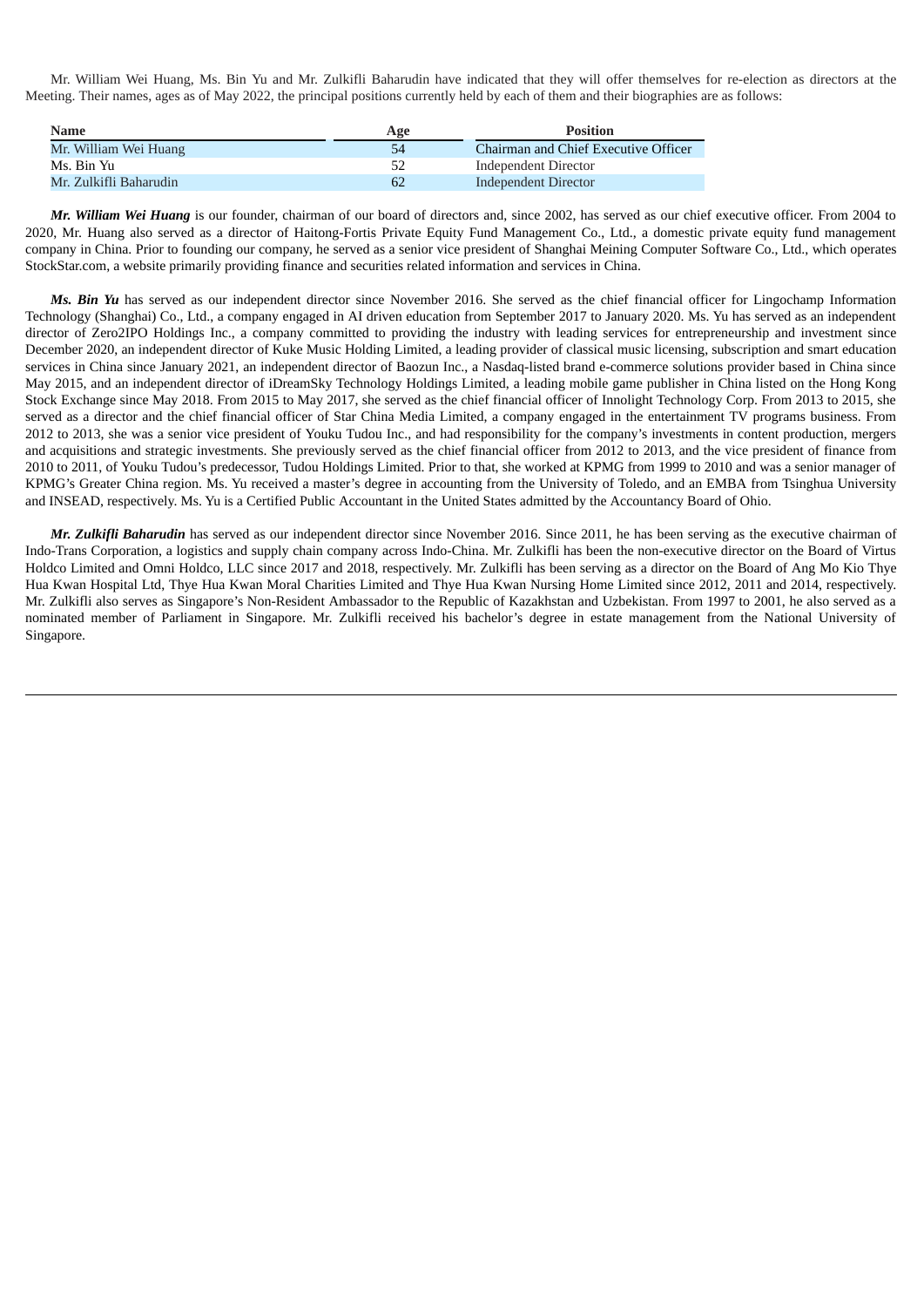Mr. William Wei Huang, Ms. Bin Yu and Mr. Zulkifli Baharudin have indicated that they will offer themselves for re-election as directors at the Meeting. Their names, ages as of May 2022, the principal positions currently held by each of them and their biographies are as follows:

| Name | Age | Position |
| --- | --- | --- |
| Mr. William Wei Huang | 54 | Chairman and Chief Executive Officer |
| Ms. Bin Yu | 52 | Independent Director |
| Mr. Zulkifli Baharudin | 62 | Independent Director |

***Mr. William Wei Huang*** is our founder, chairman of our board of directors and, since 2002, has served as our chief executive officer. From 2004 to 2020, Mr. Huang also served as a director of Haitong-Fortis Private Equity Fund Management Co., Ltd., a domestic private equity fund management company in China. Prior to founding our company, he served as a senior vice president of Shanghai Meining Computer Software Co., Ltd., which operates StockStar.com, a website primarily providing finance and securities related information and services in China.

***Ms. Bin Yu*** has served as our independent director since November 2016. She served as the chief financial officer for Lingochamp Information Technology (Shanghai) Co., Ltd., a company engaged in AI driven education from September 2017 to January 2020. Ms. Yu has served as an independent director of Zero2IPO Holdings Inc., a company committed to providing the industry with leading services for entrepreneurship and investment since December 2020, an independent director of Kuke Music Holding Limited, a leading provider of classical music licensing, subscription and smart education services in China since January 2021, an independent director of Baozun Inc., a Nasdaq-listed brand e-commerce solutions provider based in China since May 2015, and an independent director of iDreamSky Technology Holdings Limited, a leading mobile game publisher in China listed on the Hong Kong Stock Exchange since May 2018. From 2015 to May 2017, she served as the chief financial officer of Innolight Technology Corp. From 2013 to 2015, she served as a director and the chief financial officer of Star China Media Limited, a company engaged in the entertainment TV programs business. From 2012 to 2013, she was a senior vice president of Youku Tudou Inc., and had responsibility for the company's investments in content production, mergers and acquisitions and strategic investments. She previously served as the chief financial officer from 2012 to 2013, and the vice president of finance from 2010 to 2011, of Youku Tudou's predecessor, Tudou Holdings Limited. Prior to that, she worked at KPMG from 1999 to 2010 and was a senior manager of KPMG's Greater China region. Ms. Yu received a master's degree in accounting from the University of Toledo, and an EMBA from Tsinghua University and INSEAD, respectively. Ms. Yu is a Certified Public Accountant in the United States admitted by the Accountancy Board of Ohio.

***Mr. Zulkifli Baharudin*** has served as our independent director since November 2016. Since 2011, he has been serving as the executive chairman of Indo-Trans Corporation, a logistics and supply chain company across Indo-China. Mr. Zulkifli has been the non-executive director on the Board of Virtus Holdco Limited and Omni Holdco, LLC since 2017 and 2018, respectively. Mr. Zulkifli has been serving as a director on the Board of Ang Mo Kio Thye Hua Kwan Hospital Ltd, Thye Hua Kwan Moral Charities Limited and Thye Hua Kwan Nursing Home Limited since 2012, 2011 and 2014, respectively. Mr. Zulkifli also serves as Singapore's Non-Resident Ambassador to the Republic of Kazakhstan and Uzbekistan. From 1997 to 2001, he also served as a nominated member of Parliament in Singapore. Mr. Zulkifli received his bachelor's degree in estate management from the National University of Singapore.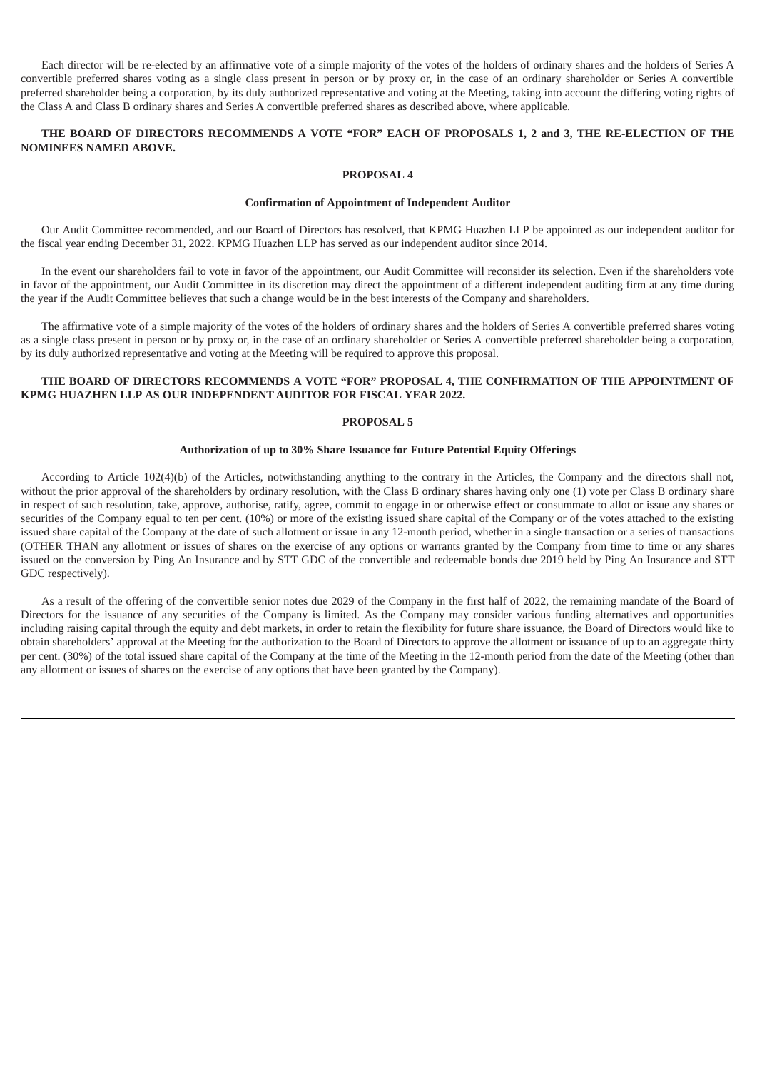Each director will be re-elected by an affirmative vote of a simple majority of the votes of the holders of ordinary shares and the holders of Series A convertible preferred shares voting as a single class present in person or by proxy or, in the case of an ordinary shareholder or Series A convertible preferred shareholder being a corporation, by its duly authorized representative and voting at the Meeting, taking into account the differing voting rights of the Class A and Class B ordinary shares and Series A convertible preferred shares as described above, where applicable.

**THE BOARD OF DIRECTORS RECOMMENDS A VOTE "FOR" EACH OF PROPOSALS 1, 2 and 3, THE RE-ELECTION OF THE NOMINEES NAMED ABOVE.**

## PROPOSAL 4

### Confirmation of Appointment of Independent Auditor

Our Audit Committee recommended, and our Board of Directors has resolved, that KPMG Huazhen LLP be appointed as our independent auditor for the fiscal year ending December 31, 2022. KPMG Huazhen LLP has served as our independent auditor since 2014.

In the event our shareholders fail to vote in favor of the appointment, our Audit Committee will reconsider its selection. Even if the shareholders vote in favor of the appointment, our Audit Committee in its discretion may direct the appointment of a different independent auditing firm at any time during the year if the Audit Committee believes that such a change would be in the best interests of the Company and shareholders.

The affirmative vote of a simple majority of the votes of the holders of ordinary shares and the holders of Series A convertible preferred shares voting as a single class present in person or by proxy or, in the case of an ordinary shareholder or Series A convertible preferred shareholder being a corporation, by its duly authorized representative and voting at the Meeting will be required to approve this proposal.

**THE BOARD OF DIRECTORS RECOMMENDS A VOTE "FOR" PROPOSAL 4, THE CONFIRMATION OF THE APPOINTMENT OF KPMG HUAZHEN LLP AS OUR INDEPENDENT AUDITOR FOR FISCAL YEAR 2022.**

## PROPOSAL 5

### Authorization of up to 30% Share Issuance for Future Potential Equity Offerings

According to Article 102(4)(b) of the Articles, notwithstanding anything to the contrary in the Articles, the Company and the directors shall not, without the prior approval of the shareholders by ordinary resolution, with the Class B ordinary shares having only one (1) vote per Class B ordinary share in respect of such resolution, take, approve, authorise, ratify, agree, commit to engage in or otherwise effect or consummate to allot or issue any shares or securities of the Company equal to ten per cent. (10%) or more of the existing issued share capital of the Company or of the votes attached to the existing issued share capital of the Company at the date of such allotment or issue in any 12-month period, whether in a single transaction or a series of transactions (OTHER THAN any allotment or issues of shares on the exercise of any options or warrants granted by the Company from time to time or any shares issued on the conversion by Ping An Insurance and by STT GDC of the convertible and redeemable bonds due 2019 held by Ping An Insurance and STT GDC respectively).

As a result of the offering of the convertible senior notes due 2029 of the Company in the first half of 2022, the remaining mandate of the Board of Directors for the issuance of any securities of the Company is limited. As the Company may consider various funding alternatives and opportunities including raising capital through the equity and debt markets, in order to retain the flexibility for future share issuance, the Board of Directors would like to obtain shareholders' approval at the Meeting for the authorization to the Board of Directors to approve the allotment or issuance of up to an aggregate thirty per cent. (30%) of the total issued share capital of the Company at the time of the Meeting in the 12-month period from the date of the Meeting (other than any allotment or issues of shares on the exercise of any options that have been granted by the Company).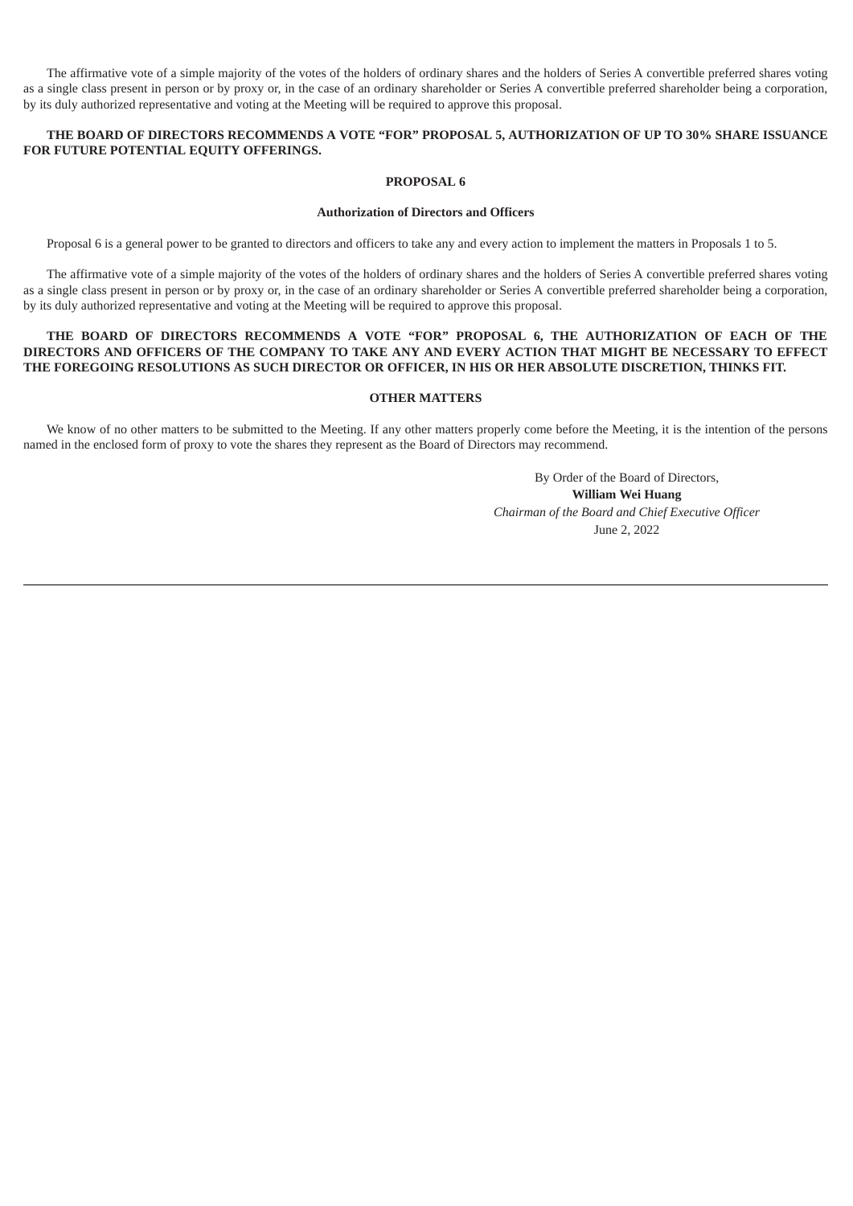The affirmative vote of a simple majority of the votes of the holders of ordinary shares and the holders of Series A convertible preferred shares voting as a single class present in person or by proxy or, in the case of an ordinary shareholder or Series A convertible preferred shareholder being a corporation, by its duly authorized representative and voting at the Meeting will be required to approve this proposal.

**THE BOARD OF DIRECTORS RECOMMENDS A VOTE "FOR" PROPOSAL 5, AUTHORIZATION OF UP TO 30% SHARE ISSUANCE FOR FUTURE POTENTIAL EQUITY OFFERINGS.**

## PROPOSAL 6

### Authorization of Directors and Officers

Proposal 6 is a general power to be granted to directors and officers to take any and every action to implement the matters in Proposals 1 to 5.

The affirmative vote of a simple majority of the votes of the holders of ordinary shares and the holders of Series A convertible preferred shares voting as a single class present in person or by proxy or, in the case of an ordinary shareholder or Series A convertible preferred shareholder being a corporation, by its duly authorized representative and voting at the Meeting will be required to approve this proposal.

**THE BOARD OF DIRECTORS RECOMMENDS A VOTE "FOR" PROPOSAL 6, THE AUTHORIZATION OF EACH OF THE DIRECTORS AND OFFICERS OF THE COMPANY TO TAKE ANY AND EVERY ACTION THAT MIGHT BE NECESSARY TO EFFECT THE FOREGOING RESOLUTIONS AS SUCH DIRECTOR OR OFFICER, IN HIS OR HER ABSOLUTE DISCRETION, THINKS FIT.**

## OTHER MATTERS

We know of no other matters to be submitted to the Meeting. If any other matters properly come before the Meeting, it is the intention of the persons named in the enclosed form of proxy to vote the shares they represent as the Board of Directors may recommend.

By Order of the Board of Directors,
**William Wei Huang**
*Chairman of the Board and Chief Executive Officer*
June 2, 2022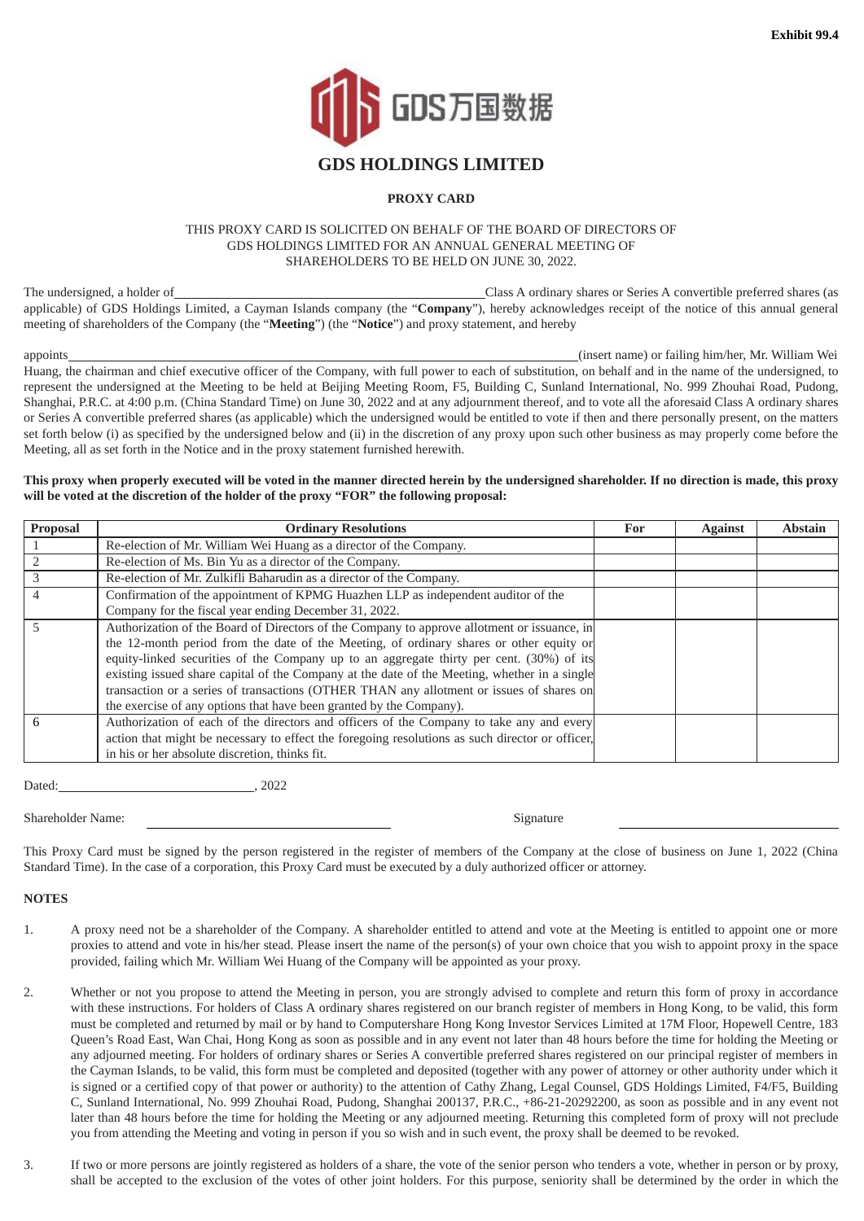Exhibit 99.4

# GDS HOLDINGS LIMITED

**PROXY CARD**

THIS PROXY CARD IS SOLICITED ON BEHALF OF THE BOARD OF DIRECTORS OF GDS HOLDINGS LIMITED FOR AN ANNUAL GENERAL MEETING OF SHAREHOLDERS TO BE HELD ON JUNE 30, 2022.

The undersigned, a holder of \_\_\_\_\_\_\_\_\_\_\_\_\_\_\_\_\_\_\_\_\_\_\_\_\_\_\_\_\_\_ Class A ordinary shares or Series A convertible preferred shares (as applicable) of GDS Holdings Limited, a Cayman Islands company (the "**Company**"), hereby acknowledges receipt of the notice of this annual general meeting of shareholders of the Company (the "**Meeting**") (the "**Notice**") and proxy statement, and hereby

appoints \_\_\_\_\_\_\_\_\_\_\_\_\_\_\_\_\_\_\_\_\_\_\_\_\_\_\_\_\_\_\_\_\_\_\_\_\_\_\_\_\_\_\_\_\_\_\_\_ (insert name) or failing him/her, Mr. William Wei Huang, the chairman and chief executive officer of the Company, with full power to each of substitution, on behalf and in the name of the undersigned, to represent the undersigned at the Meeting to be held at Beijing Meeting Room, F5, Building C, Sunland International, No. 999 Zhouhai Road, Pudong, Shanghai, P.R.C. at 4:00 p.m. (China Standard Time) on June 30, 2022 and at any adjournment thereof, and to vote all the aforesaid Class A ordinary shares or Series A convertible preferred shares (as applicable) which the undersigned would be entitled to vote if then and there personally present, on the matters set forth below (i) as specified by the undersigned below and (ii) in the discretion of any proxy upon such other business as may properly come before the Meeting, all as set forth in the Notice and in the proxy statement furnished herewith.

**This proxy when properly executed will be voted in the manner directed herein by the undersigned shareholder. If no direction is made, this proxy will be voted at the discretion of the holder of the proxy "FOR" the following proposal:**

| Proposal | Ordinary Resolutions | For | Against | Abstain |
|---|---|---|---|---|
| 1 | Re-election of Mr. William Wei Huang as a director of the Company. | | | |
| 2 | Re-election of Ms. Bin Yu as a director of the Company. | | | |
| 3 | Re-election of Mr. Zulkifli Baharudin as a director of the Company. | | | |
| 4 | Confirmation of the appointment of KPMG Huazhen LLP as independent auditor of the Company for the fiscal year ending December 31, 2022. | | | |
| 5 | Authorization of the Board of Directors of the Company to approve allotment or issuance, in the 12-month period from the date of the Meeting, of ordinary shares or other equity or equity-linked securities of the Company up to an aggregate thirty per cent. (30%) of its existing issued share capital of the Company at the date of the Meeting, whether in a single transaction or a series of transactions (OTHER THAN any allotment or issues of shares on the exercise of any options that have been granted by the Company). | | | |
| 6 | Authorization of each of the directors and officers of the Company to take any and every action that might be necessary to effect the foregoing resolutions as such director or officer, in his or her absolute discretion, thinks fit. | | | |

Dated: \_\_\_\_\_\_\_\_\_\_\_\_\_\_\_\_\_\_\_\_, 2022

Shareholder Name: \_\_\_\_\_\_\_\_\_\_\_\_\_\_\_\_\_\_\_\_\_\_\_\_ Signature \_\_\_\_\_\_\_\_\_\_\_\_\_\_\_\_\_\_\_\_\_\_\_\_

This Proxy Card must be signed by the person registered in the register of members of the Company at the close of business on June 1, 2022 (China Standard Time). In the case of a corporation, this Proxy Card must be executed by a duly authorized officer or attorney.

**NOTES**

1. A proxy need not be a shareholder of the Company. A shareholder entitled to attend and vote at the Meeting is entitled to appoint one or more proxies to attend and vote in his/her stead. Please insert the name of the person(s) of your own choice that you wish to appoint proxy in the space provided, failing which Mr. William Wei Huang of the Company will be appointed as your proxy.

2. Whether or not you propose to attend the Meeting in person, you are strongly advised to complete and return this form of proxy in accordance with these instructions. For holders of Class A ordinary shares registered on our branch register of members in Hong Kong, to be valid, this form must be completed and returned by mail or by hand to Computershare Hong Kong Investor Services Limited at 17M Floor, Hopewell Centre, 183 Queen's Road East, Wan Chai, Hong Kong as soon as possible and in any event not later than 48 hours before the time for holding the Meeting or any adjourned meeting. For holders of ordinary shares or Series A convertible preferred shares registered on our principal register of members in the Cayman Islands, to be valid, this form must be completed and deposited (together with any power of attorney or other authority under which it is signed or a certified copy of that power or authority) to the attention of Cathy Zhang, Legal Counsel, GDS Holdings Limited, F4/F5, Building C, Sunland International, No. 999 Zhouhai Road, Pudong, Shanghai 200137, P.R.C., +86-21-20292200, as soon as possible and in any event not later than 48 hours before the time for holding the Meeting or any adjourned meeting. Returning this completed form of proxy will not preclude you from attending the Meeting and voting in person if you so wish and in such event, the proxy shall be deemed to be revoked.

3. If two or more persons are jointly registered as holders of a share, the vote of the senior person who tenders a vote, whether in person or by proxy, shall be accepted to the exclusion of the votes of other joint holders. For this purpose, seniority shall be determined by the order in which the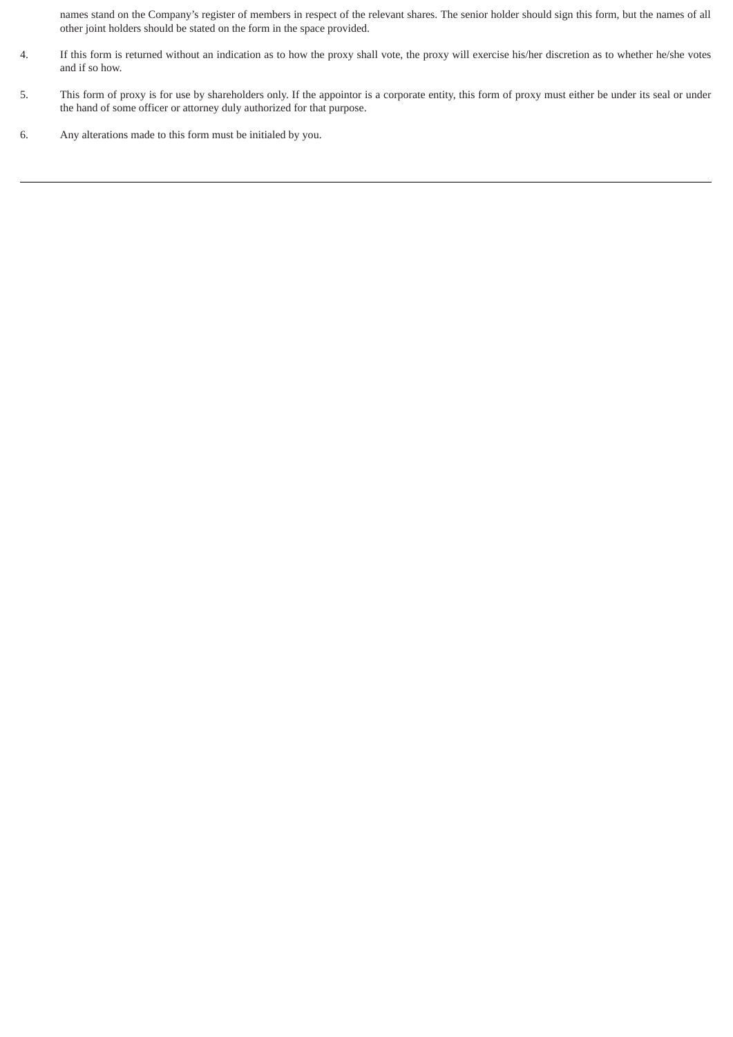names stand on the Company's register of members in respect of the relevant shares. The senior holder should sign this form, but the names of all other joint holders should be stated on the form in the space provided.

4. If this form is returned without an indication as to how the proxy shall vote, the proxy will exercise his/her discretion as to whether he/she votes and if so how.

5. This form of proxy is for use by shareholders only. If the appointor is a corporate entity, this form of proxy must either be under its seal or under the hand of some officer or attorney duly authorized for that purpose.

6. Any alterations made to this form must be initialed by you.

---